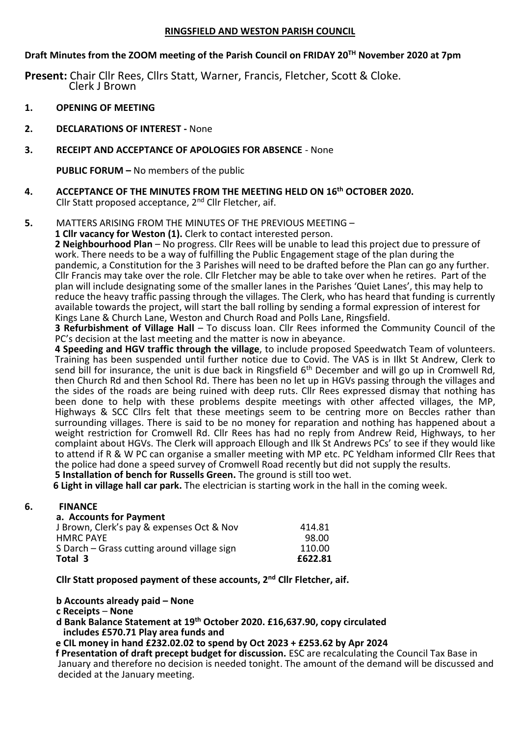**RINGSFIELD AND WESTON PARISH COUNCIL**

**Draft Minutes from the ZOOM meeting of the Parish Council on FRIDAY 20TH November 2020 at 7pm**

**Present:** Chair Cllr Rees, Cllrs Statt, Warner, Francis, Fletcher, Scott & Cloke.
Clerk J Brown

1. **OPENING OF MEETING**

2. **DECLARATIONS OF INTEREST -** None

3. **RECEIPT AND ACCEPTANCE OF APOLOGIES FOR ABSENCE** - None

   **PUBLIC FORUM –** No members of the public

4. **ACCEPTANCE OF THE MINUTES FROM THE MEETING HELD ON 16th OCTOBER 2020.**
   Cllr Statt proposed acceptance, 2nd Cllr Fletcher, aif.

5. MATTERS ARISING FROM THE MINUTES OF THE PREVIOUS MEETING –

   **1 Cllr vacancy for Weston (1).** Clerk to contact interested person.

   **2 Neighbourhood Plan** – No progress. Cllr Rees will be unable to lead this project due to pressure of work. There needs to be a way of fulfilling the Public Engagement stage of the plan during the pandemic, a Constitution for the 3 Parishes will need to be drafted before the Plan can go any further. Cllr Francis may take over the role. Cllr Fletcher may be able to take over when he retires. Part of the plan will include designating some of the smaller lanes in the Parishes 'Quiet Lanes', this may help to reduce the heavy traffic passing through the villages. The Clerk, who has heard that funding is currently available towards the project, will start the ball rolling by sending a formal expression of interest for Kings Lane & Church Lane, Weston and Church Road and Polls Lane, Ringsfield.

   **3 Refurbishment of Village Hall** – To discuss loan. Cllr Rees informed the Community Council of the PC's decision at the last meeting and the matter is now in abeyance.

   **4 Speeding and HGV traffic through the village**, to include proposed Speedwatch Team of volunteers. Training has been suspended until further notice due to Covid. The VAS is in Ilkt St Andrew, Clerk to send bill for insurance, the unit is due back in Ringsfield 6th December and will go up in Cromwell Rd, then Church Rd and then School Rd. There has been no let up in HGVs passing through the villages and the sides of the roads are being ruined with deep ruts. Cllr Rees expressed dismay that nothing has been done to help with these problems despite meetings with other affected villages, the MP, Highways & SCC Cllrs felt that these meetings seem to be centring more on Beccles rather than surrounding villages. There is said to be no money for reparation and nothing has happened about a weight restriction for Cromwell Rd. Cllr Rees has had no reply from Andrew Reid, Highways, to her complaint about HGVs. The Clerk will approach Ellough and Ilk St Andrews PCs' to see if they would like to attend if R & W PC can organise a smaller meeting with MP etc. PC Yeldham informed Cllr Rees that the police had done a speed survey of Cromwell Road recently but did not supply the results.

   **5 Installation of bench for Russells Green.** The ground is still too wet.

   **6 Light in village hall car park.** The electrician is starting work in the hall in the coming week.

6. **FINANCE**

   **a. Accounts for Payment**

| | |
|---|---|
| J Brown, Clerk's pay & expenses Oct & Nov | 414.81 |
| HMRC PAYE | 98.00 |
| S Darch – Grass cutting around village sign | 110.00 |
| **Total 3** | **£622.81** |

   **Cllr Statt proposed payment of these accounts, 2nd Cllr Fletcher, aif.**

   **b Accounts already paid – None**

   **c Receipts** – **None**

   **d Bank Balance Statement at 19th October 2020. £16,637.90, copy circulated includes £570.71 Play area funds and**

   **e CIL money in hand £232.02.02 to spend by Oct 2023 + £253.62 by Apr 2024**

   **f Presentation of draft precept budget for discussion.** ESC are recalculating the Council Tax Base in January and therefore no decision is needed tonight. The amount of the demand will be discussed and decided at the January meeting.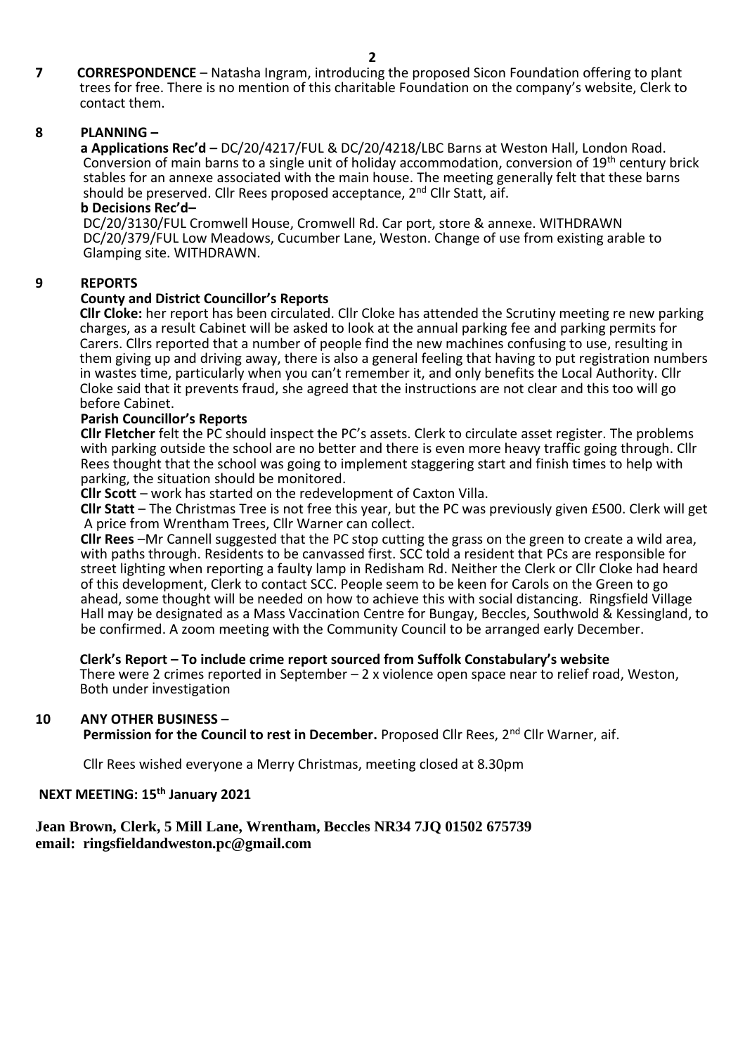**7 CORRESPONDENCE** – Natasha Ingram, introducing the proposed Sicon Foundation offering to plant trees for free. There is no mention of this charitable Foundation on the company's website, Clerk to contact them.

**8 PLANNING –**

**a Applications Rec'd –** DC/20/4217/FUL & DC/20/4218/LBC Barns at Weston Hall, London Road. Conversion of main barns to a single unit of holiday accommodation, conversion of 19th century brick stables for an annexe associated with the main house. The meeting generally felt that these barns should be preserved. Cllr Rees proposed acceptance, 2nd Cllr Statt, aif.

**b Decisions Rec'd–**

DC/20/3130/FUL Cromwell House, Cromwell Rd. Car port, store & annexe. WITHDRAWN
DC/20/379/FUL Low Meadows, Cucumber Lane, Weston. Change of use from existing arable to Glamping site. WITHDRAWN.

**9 REPORTS**

**County and District Councillor's Reports**

**Cllr Cloke:** her report has been circulated. Cllr Cloke has attended the Scrutiny meeting re new parking charges, as a result Cabinet will be asked to look at the annual parking fee and parking permits for Carers. Cllrs reported that a number of people find the new machines confusing to use, resulting in them giving up and driving away, there is also a general feeling that having to put registration numbers in wastes time, particularly when you can't remember it, and only benefits the Local Authority. Cllr Cloke said that it prevents fraud, she agreed that the instructions are not clear and this too will go before Cabinet.

**Parish Councillor's Reports**

**Cllr Fletcher** felt the PC should inspect the PC's assets. Clerk to circulate asset register. The problems with parking outside the school are no better and there is even more heavy traffic going through. Cllr Rees thought that the school was going to implement staggering start and finish times to help with parking, the situation should be monitored.

**Cllr Scott** – work has started on the redevelopment of Caxton Villa.

**Cllr Statt** – The Christmas Tree is not free this year, but the PC was previously given £500. Clerk will get A price from Wrentham Trees, Cllr Warner can collect.

**Cllr Rees** –Mr Cannell suggested that the PC stop cutting the grass on the green to create a wild area, with paths through. Residents to be canvassed first. SCC told a resident that PCs are responsible for street lighting when reporting a faulty lamp in Redisham Rd. Neither the Clerk or Cllr Cloke had heard of this development, Clerk to contact SCC. People seem to be keen for Carols on the Green to go ahead, some thought will be needed on how to achieve this with social distancing. Ringsfield Village Hall may be designated as a Mass Vaccination Centre for Bungay, Beccles, Southwold & Kessingland, to be confirmed. A zoom meeting with the Community Council to be arranged early December.

**Clerk's Report – To include crime report sourced from Suffolk Constabulary's website**

There were 2 crimes reported in September – 2 x violence open space near to relief road, Weston, Both under investigation

**10 ANY OTHER BUSINESS –**

**Permission for the Council to rest in December.** Proposed Cllr Rees, 2nd Cllr Warner, aif.

Cllr Rees wished everyone a Merry Christmas, meeting closed at 8.30pm

**NEXT MEETING: 15th January 2021**

**Jean Brown, Clerk, 5 Mill Lane, Wrentham, Beccles NR34 7JQ 01502 675739**
**email: ringsfieldandweston.pc@gmail.com**